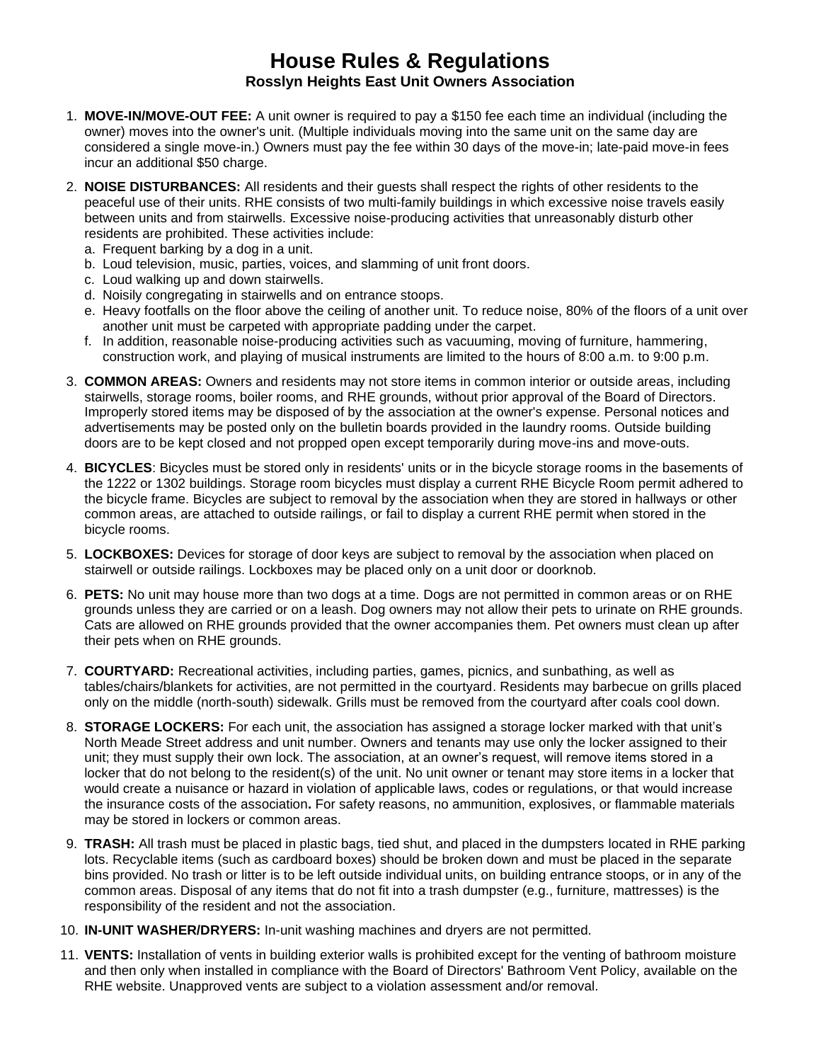# House Rules & Regulations

## Rosslyn Heights East Unit Owners Association

1. **MOVE-IN/MOVE-OUT FEE:** A unit owner is required to pay a $150 fee each time an individual (including the owner) moves into the owner's unit. (Multiple individuals moving into the same unit on the same day are considered a single move-in.) Owners must pay the fee within 30 days of the move-in; late-paid move-in fees incur an additional $50 charge.
2. **NOISE DISTURBANCES:** All residents and their guests shall respect the rights of other residents to the peaceful use of their units. RHE consists of two multi-family buildings in which excessive noise travels easily between units and from stairwells. Excessive noise-producing activities that unreasonably disturb other residents are prohibited. These activities include:
   a. Frequent barking by a dog in a unit.
   b. Loud television, music, parties, voices, and slamming of unit front doors.
   c. Loud walking up and down stairwells.
   d. Noisily congregating in stairwells and on entrance stoops.
   e. Heavy footfalls on the floor above the ceiling of another unit. To reduce noise, 80% of the floors of a unit over another unit must be carpeted with appropriate padding under the carpet.
   f. In addition, reasonable noise-producing activities such as vacuuming, moving of furniture, hammering, construction work, and playing of musical instruments are limited to the hours of 8:00 a.m. to 9:00 p.m.
3. **COMMON AREAS:** Owners and residents may not store items in common interior or outside areas, including stairwells, storage rooms, boiler rooms, and RHE grounds, without prior approval of the Board of Directors. Improperly stored items may be disposed of by the association at the owner's expense. Personal notices and advertisements may be posted only on the bulletin boards provided in the laundry rooms. Outside building doors are to be kept closed and not propped open except temporarily during move-ins and move-outs.
4. **BICYCLES**: Bicycles must be stored only in residents' units or in the bicycle storage rooms in the basements of the 1222 or 1302 buildings. Storage room bicycles must display a current RHE Bicycle Room permit adhered to the bicycle frame. Bicycles are subject to removal by the association when they are stored in hallways or other common areas, are attached to outside railings, or fail to display a current RHE permit when stored in the bicycle rooms.
5. **LOCKBOXES:** Devices for storage of door keys are subject to removal by the association when placed on stairwell or outside railings. Lockboxes may be placed only on a unit door or doorknob.
6. **PETS:** No unit may house more than two dogs at a time. Dogs are not permitted in common areas or on RHE grounds unless they are carried or on a leash. Dog owners may not allow their pets to urinate on RHE grounds. Cats are allowed on RHE grounds provided that the owner accompanies them. Pet owners must clean up after their pets when on RHE grounds.
7. **COURTYARD:** Recreational activities, including parties, games, picnics, and sunbathing, as well as tables/chairs/blankets for activities, are not permitted in the courtyard. Residents may barbecue on grills placed only on the middle (north-south) sidewalk. Grills must be removed from the courtyard after coals cool down.
8. **STORAGE LOCKERS:** For each unit, the association has assigned a storage locker marked with that unit's North Meade Street address and unit number. Owners and tenants may use only the locker assigned to their unit; they must supply their own lock. The association, at an owner's request, will remove items stored in a locker that do not belong to the resident(s) of the unit. No unit owner or tenant may store items in a locker that would create a nuisance or hazard in violation of applicable laws, codes or regulations, or that would increase the insurance costs of the association**.** For safety reasons, no ammunition, explosives, or flammable materials may be stored in lockers or common areas.
9. **TRASH:** All trash must be placed in plastic bags, tied shut, and placed in the dumpsters located in RHE parking lots. Recyclable items (such as cardboard boxes) should be broken down and must be placed in the separate bins provided. No trash or litter is to be left outside individual units, on building entrance stoops, or in any of the common areas. Disposal of any items that do not fit into a trash dumpster (e.g., furniture, mattresses) is the responsibility of the resident and not the association.
10. **IN-UNIT WASHER/DRYERS:** In-unit washing machines and dryers are not permitted.
11. **VENTS:** Installation of vents in building exterior walls is prohibited except for the venting of bathroom moisture and then only when installed in compliance with the Board of Directors' Bathroom Vent Policy, available on the RHE website. Unapproved vents are subject to a violation assessment and/or removal.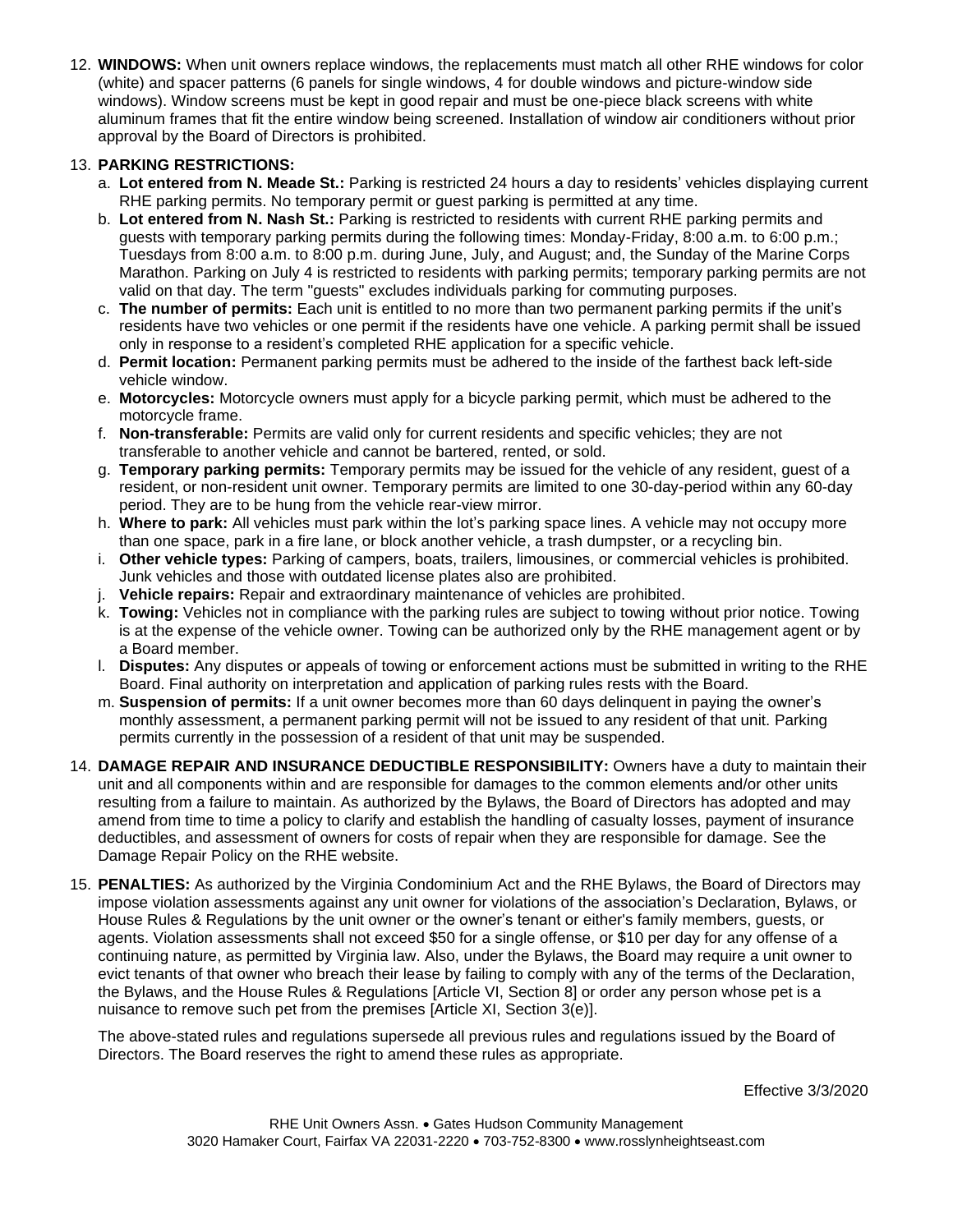12. **WINDOWS:** When unit owners replace windows, the replacements must match all other RHE windows for color (white) and spacer patterns (6 panels for single windows, 4 for double windows and picture-window side windows). Window screens must be kept in good repair and must be one-piece black screens with white aluminum frames that fit the entire window being screened. Installation of window air conditioners without prior approval by the Board of Directors is prohibited.

13. **PARKING RESTRICTIONS:**
    a. **Lot entered from N. Meade St.:** Parking is restricted 24 hours a day to residents' vehicles displaying current RHE parking permits. No temporary permit or guest parking is permitted at any time.
    b. **Lot entered from N. Nash St.:** Parking is restricted to residents with current RHE parking permits and guests with temporary parking permits during the following times: Monday-Friday, 8:00 a.m. to 6:00 p.m.; Tuesdays from 8:00 a.m. to 8:00 p.m. during June, July, and August; and, the Sunday of the Marine Corps Marathon. Parking on July 4 is restricted to residents with parking permits; temporary parking permits are not valid on that day. The term "guests" excludes individuals parking for commuting purposes.
    c. **The number of permits:** Each unit is entitled to no more than two permanent parking permits if the unit's residents have two vehicles or one permit if the residents have one vehicle. A parking permit shall be issued only in response to a resident's completed RHE application for a specific vehicle.
    d. **Permit location:** Permanent parking permits must be adhered to the inside of the farthest back left-side vehicle window.
    e. **Motorcycles:** Motorcycle owners must apply for a bicycle parking permit, which must be adhered to the motorcycle frame.
    f. **Non-transferable:** Permits are valid only for current residents and specific vehicles; they are not transferable to another vehicle and cannot be bartered, rented, or sold.
    g. **Temporary parking permits:** Temporary permits may be issued for the vehicle of any resident, guest of a resident, or non-resident unit owner. Temporary permits are limited to one 30-day-period within any 60-day period. They are to be hung from the vehicle rear-view mirror.
    h. **Where to park:** All vehicles must park within the lot's parking space lines. A vehicle may not occupy more than one space, park in a fire lane, or block another vehicle, a trash dumpster, or a recycling bin.
    i. **Other vehicle types:** Parking of campers, boats, trailers, limousines, or commercial vehicles is prohibited. Junk vehicles and those with outdated license plates also are prohibited.
    j. **Vehicle repairs:** Repair and extraordinary maintenance of vehicles are prohibited.
    k. **Towing:** Vehicles not in compliance with the parking rules are subject to towing without prior notice. Towing is at the expense of the vehicle owner. Towing can be authorized only by the RHE management agent or by a Board member.
    l. **Disputes:** Any disputes or appeals of towing or enforcement actions must be submitted in writing to the RHE Board. Final authority on interpretation and application of parking rules rests with the Board.
    m. **Suspension of permits:** If a unit owner becomes more than 60 days delinquent in paying the owner's monthly assessment, a permanent parking permit will not be issued to any resident of that unit. Parking permits currently in the possession of a resident of that unit may be suspended.

14. **DAMAGE REPAIR AND INSURANCE DEDUCTIBLE RESPONSIBILITY:** Owners have a duty to maintain their unit and all components within and are responsible for damages to the common elements and/or other units resulting from a failure to maintain. As authorized by the Bylaws, the Board of Directors has adopted and may amend from time to time a policy to clarify and establish the handling of casualty losses, payment of insurance deductibles, and assessment of owners for costs of repair when they are responsible for damage. See the Damage Repair Policy on the RHE website.

15. **PENALTIES:** As authorized by the Virginia Condominium Act and the RHE Bylaws, the Board of Directors may impose violation assessments against any unit owner for violations of the association's Declaration, Bylaws, or House Rules & Regulations by the unit owner or the owner's tenant or either's family members, guests, or agents. Violation assessments shall not exceed $50 for a single offense, or $10 per day for any offense of a continuing nature, as permitted by Virginia law. Also, under the Bylaws, the Board may require a unit owner to evict tenants of that owner who breach their lease by failing to comply with any of the terms of the Declaration, the Bylaws, and the House Rules & Regulations [Article VI, Section 8] or order any person whose pet is a nuisance to remove such pet from the premises [Article XI, Section 3(e)].

    The above-stated rules and regulations supersede all previous rules and regulations issued by the Board of Directors. The Board reserves the right to amend these rules as appropriate.

Effective 3/3/2020

RHE Unit Owners Assn. • Gates Hudson Community Management
3020 Hamaker Court, Fairfax VA 22031-2220 • 703-752-8300 • www.rosslynheightseast.com